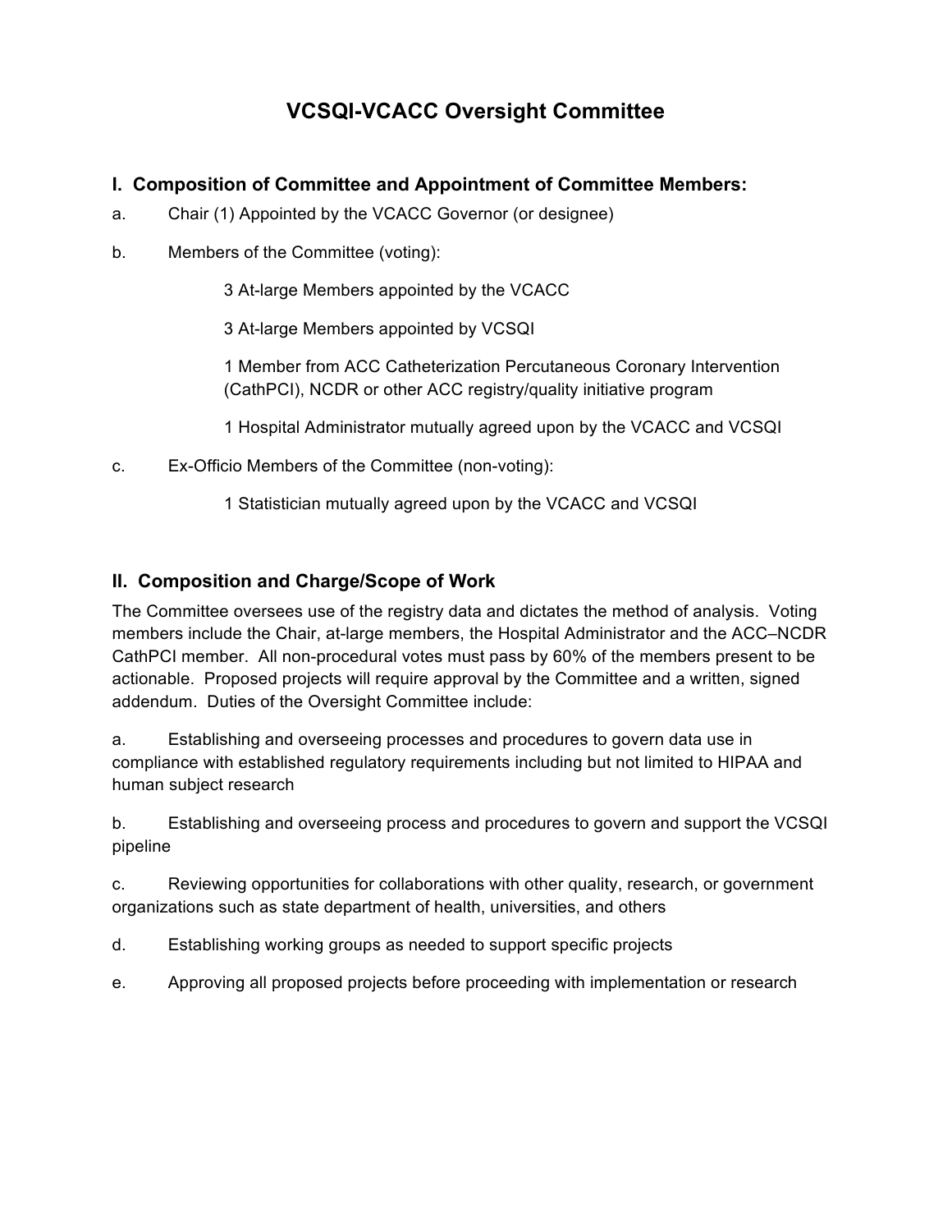# VCSQI-VCACC Oversight Committee

## I. Composition of Committee and Appointment of Committee Members:

a. Chair (1) Appointed by the VCACC Governor (or designee)

b. Members of the Committee (voting):

   3 At-large Members appointed by the VCACC

   3 At-large Members appointed by VCSQI

   1 Member from ACC Catheterization Percutaneous Coronary Intervention (CathPCI), NCDR or other ACC registry/quality initiative program

   1 Hospital Administrator mutually agreed upon by the VCACC and VCSQI

c. Ex-Officio Members of the Committee (non-voting):

   1 Statistician mutually agreed upon by the VCACC and VCSQI

## II. Composition and Charge/Scope of Work

The Committee oversees use of the registry data and dictates the method of analysis. Voting members include the Chair, at-large members, the Hospital Administrator and the ACC–NCDR CathPCI member. All non-procedural votes must pass by 60% of the members present to be actionable. Proposed projects will require approval by the Committee and a written, signed addendum. Duties of the Oversight Committee include:

a. Establishing and overseeing processes and procedures to govern data use in compliance with established regulatory requirements including but not limited to HIPAA and human subject research

b. Establishing and overseeing process and procedures to govern and support the VCSQI pipeline

c. Reviewing opportunities for collaborations with other quality, research, or government organizations such as state department of health, universities, and others

d. Establishing working groups as needed to support specific projects

e. Approving all proposed projects before proceeding with implementation or research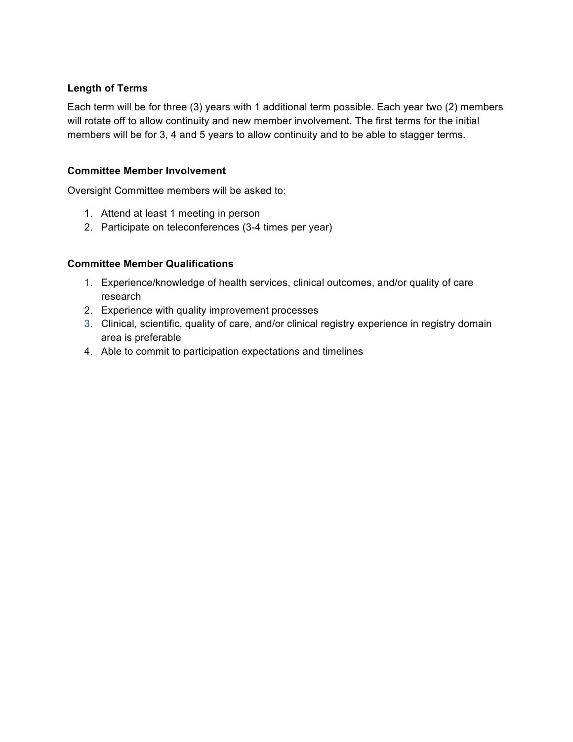**Length of Terms**

Each term will be for three (3) years with 1 additional term possible. Each year two (2) members will rotate off to allow continuity and new member involvement. The first terms for the initial members will be for 3, 4 and 5 years to allow continuity and to be able to stagger terms.

**Committee Member Involvement**

Oversight Committee members will be asked to:

1. Attend at least 1 meeting in person
2. Participate on teleconferences (3-4 times per year)

**Committee Member Qualifications**

1. Experience/knowledge of health services, clinical outcomes, and/or quality of care research
2. Experience with quality improvement processes
3. Clinical, scientific, quality of care, and/or clinical registry experience in registry domain area is preferable
4. Able to commit to participation expectations and timelines